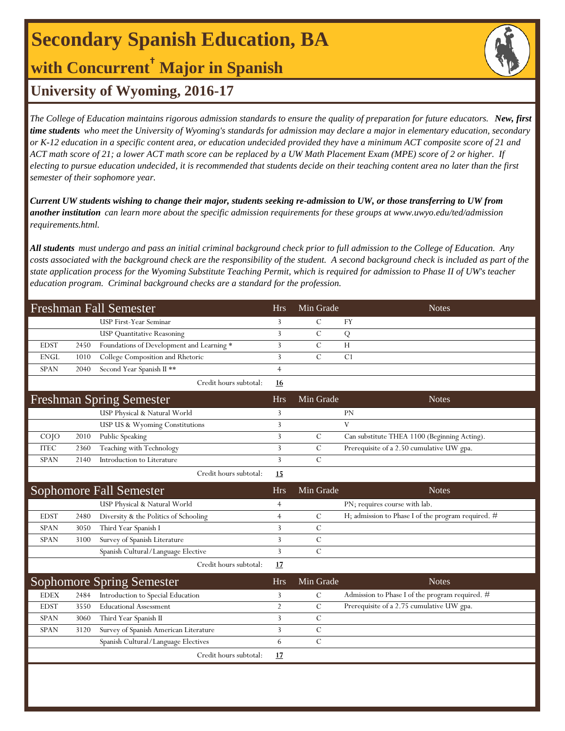# Secondary Spanish Education, BA

## with Concurrent† Major in Spanish

## University of Wyoming, 2016-17

*The College of Education maintains rigorous admission standards to ensure the quality of preparation for future educators.* ***New, first time students*** *who meet the University of Wyoming's standards for admission may declare a major in elementary education, secondary or K-12 education in a specific content area, or education undecided provided they have a minimum ACT composite score of 21 and ACT math score of 21; a lower ACT math score can be replaced by a UW Math Placement Exam (MPE) score of 2 or higher. If electing to pursue education undecided, it is recommended that students decide on their teaching content area no later than the first semester of their sophomore year.*

***Current UW students wishing to change their major, students seeking re-admission to UW, or those transferring to UW from another institution*** *can learn more about the specific admission requirements for these groups at www.uwyo.edu/ted/admission requirements.html.*

***All students*** *must undergo and pass an initial criminal background check prior to full admission to the College of Education. Any costs associated with the background check are the responsibility of the student. A second background check is included as part of the state application process for the Wyoming Substitute Teaching Permit, which is required for admission to Phase II of UW's teacher education program. Criminal background checks are a standard for the profession.*

| Freshman Fall Semester | | | Hrs | Min Grade | Notes |
|---|---|---|---|---|---|
| | | USP First-Year Seminar | 3 | C | FY |
| | | USP Quantitative Reasoning | 3 | C | Q |
| EDST | 2450 | Foundations of Development and Learning * | 3 | C | H |
| ENGL | 1010 | College Composition and Rhetoric | 3 | C | C1 |
| SPAN | 2040 | Second Year Spanish II ** | 4 | | |
| | | Credit hours subtotal: | **16** | | |

| Freshman Spring Semester | | | Hrs | Min Grade | Notes |
|---|---|---|---|---|---|
| | | USP Physical & Natural World | 3 | | PN |
| | | USP US & Wyoming Constitutions | 3 | | V |
| COJO | 2010 | Public Speaking | 3 | C | Can substitute THEA 1100 (Beginning Acting). |
| ITEC | 2360 | Teaching with Technology | 3 | C | Prerequisite of a 2.50 cumulative UW gpa. |
| SPAN | 2140 | Introduction to Literature | 3 | C | |
| | | Credit hours subtotal: | **15** | | |

| Sophomore Fall Semester | | | Hrs | Min Grade | Notes |
|---|---|---|---|---|---|
| | | USP Physical & Natural World | 4 | | PN; requires course with lab. |
| EDST | 2480 | Diversity & the Politics of Schooling | 4 | C | H; admission to Phase I of the program required. # |
| SPAN | 3050 | Third Year Spanish I | 3 | C | |
| SPAN | 3100 | Survey of Spanish Literature | 3 | C | |
| | | Spanish Cultural/Language Elective | 3 | C | |
| | | Credit hours subtotal: | **17** | | |

| Sophomore Spring Semester | | | Hrs | Min Grade | Notes |
|---|---|---|---|---|---|
| EDEX | 2484 | Introduction to Special Education | 3 | C | Admission to Phase I of the program required. # |
| EDST | 3550 | Educational Assessment | 2 | C | Prerequisite of a 2.75 cumulative UW gpa. |
| SPAN | 3060 | Third Year Spanish II | 3 | C | |
| SPAN | 3120 | Survey of Spanish American Literature | 3 | C | |
| | | Spanish Cultural/Language Electives | 6 | C | |
| | | Credit hours subtotal: | **17** | | |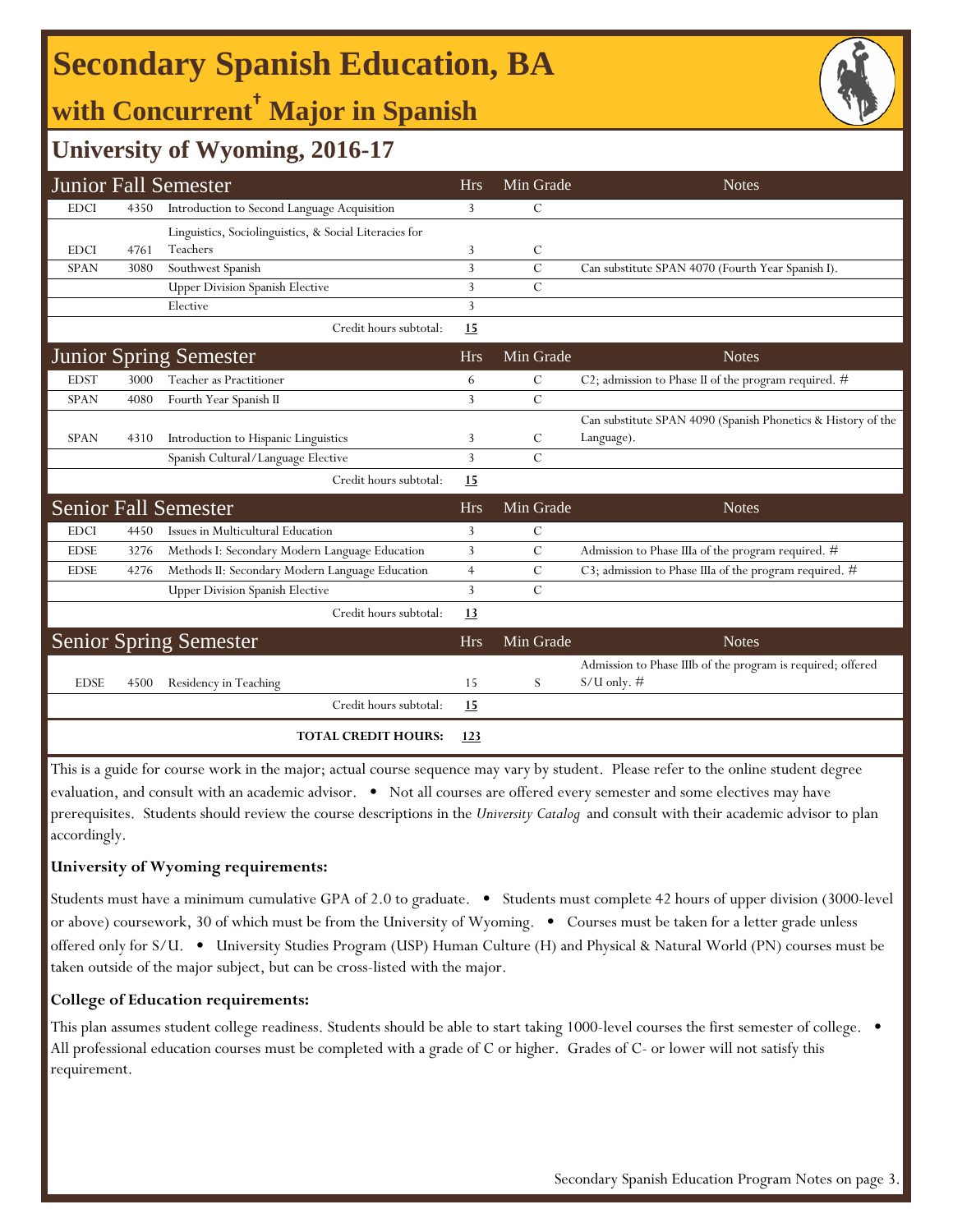# Secondary Spanish Education, BA

## with Concurrent† Major in Spanish

### University of Wyoming, 2016-17

| Junior Fall Semester | | | Hrs | Min Grade | Notes |
|---|---|---|---|---|---|
| EDCI | 4350 | Introduction to Second Language Acquisition | 3 | C | |
| EDCI | 4761 | Linguistics, Sociolinguistics, & Social Literacies for Teachers | 3 | C | |
| SPAN | 3080 | Southwest Spanish | 3 | C | Can substitute SPAN 4070 (Fourth Year Spanish I). |
| | | Upper Division Spanish Elective | 3 | C | |
| | | Elective | 3 | | |
| | | Credit hours subtotal: | 15 | | |

| Junior Spring Semester | | | Hrs | Min Grade | Notes |
|---|---|---|---|---|---|
| EDST | 3000 | Teacher as Practitioner | 6 | C | C2; admission to Phase II of the program required. # |
| SPAN | 4080 | Fourth Year Spanish II | 3 | C | |
| SPAN | 4310 | Introduction to Hispanic Linguistics | 3 | C | Can substitute SPAN 4090 (Spanish Phonetics & History of the Language). |
| | | Spanish Cultural/Language Elective | 3 | C | |
| | | Credit hours subtotal: | 15 | | |

| Senior Fall Semester | | | Hrs | Min Grade | Notes |
|---|---|---|---|---|---|
| EDCI | 4450 | Issues in Multicultural Education | 3 | C | |
| EDSE | 3276 | Methods I: Secondary Modern Language Education | 3 | C | Admission to Phase IIIa of the program required. # |
| EDSE | 4276 | Methods II: Secondary Modern Language Education | 4 | C | C3; admission to Phase IIIa of the program required. # |
| | | Upper Division Spanish Elective | 3 | C | |
| | | Credit hours subtotal: | 13 | | |

| Senior Spring Semester | | | Hrs | Min Grade | Notes |
|---|---|---|---|---|---|
| EDSE | 4500 | Residency in Teaching | 15 | S | Admission to Phase IIIb of the program is required; offered S/U only. # |
| | | Credit hours subtotal: | 15 | | |
| | | **TOTAL CREDIT HOURS:** | 123 | | |

This is a guide for course work in the major; actual course sequence may vary by student. Please refer to the online student degree evaluation, and consult with an academic advisor. • Not all courses are offered every semester and some electives may have prerequisites. Students should review the course descriptions in the *University Catalog* and consult with their academic advisor to plan accordingly.

**University of Wyoming requirements:**

Students must have a minimum cumulative GPA of 2.0 to graduate. • Students must complete 42 hours of upper division (3000-level or above) coursework, 30 of which must be from the University of Wyoming. • Courses must be taken for a letter grade unless offered only for S/U. • University Studies Program (USP) Human Culture (H) and Physical & Natural World (PN) courses must be taken outside of the major subject, but can be cross-listed with the major.

**College of Education requirements:**

This plan assumes student college readiness. Students should be able to start taking 1000-level courses the first semester of college. • All professional education courses must be completed with a grade of C or higher. Grades of C- or lower will not satisfy this requirement.

Secondary Spanish Education Program Notes on page 3.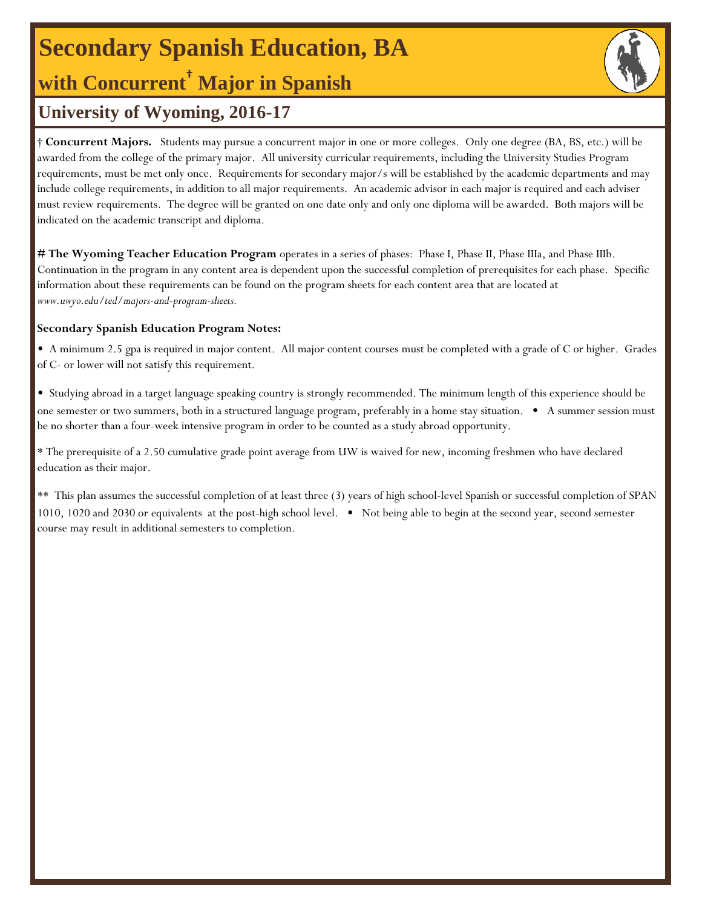# Secondary Spanish Education, BA

## with Concurrent† Major in Spanish

## University of Wyoming, 2016-17

† **Concurrent Majors.** Students may pursue a concurrent major in one or more colleges. Only one degree (BA, BS, etc.) will be awarded from the college of the primary major. All university curricular requirements, including the University Studies Program requirements, must be met only once. Requirements for secondary major/s will be established by the academic departments and may include college requirements, in addition to all major requirements. An academic advisor in each major is required and each adviser must review requirements. The degree will be granted on one date only and only one diploma will be awarded. Both majors will be indicated on the academic transcript and diploma.

# **The Wyoming Teacher Education Program** operates in a series of phases: Phase I, Phase II, Phase IIIa, and Phase IIIb. Continuation in the program in any content area is dependent upon the successful completion of prerequisites for each phase. Specific information about these requirements can be found on the program sheets for each content area that are located at *www.uwyo.edu/ted/majors-and-program-sheets.*

**Secondary Spanish Education Program Notes:**

- A minimum 2.5 gpa is required in major content. All major content courses must be completed with a grade of C or higher. Grades of C- or lower will not satisfy this requirement.

- Studying abroad in a target language speaking country is strongly recommended. The minimum length of this experience should be one semester or two summers, both in a structured language program, preferably in a home stay situation. • A summer session must be no shorter than a four-week intensive program in order to be counted as a study abroad opportunity.

* The prerequisite of a 2.50 cumulative grade point average from UW is waived for new, incoming freshmen who have declared education as their major.

** This plan assumes the successful completion of at least three (3) years of high school-level Spanish or successful completion of SPAN 1010, 1020 and 2030 or equivalents at the post-high school level. • Not being able to begin at the second year, second semester course may result in additional semesters to completion.